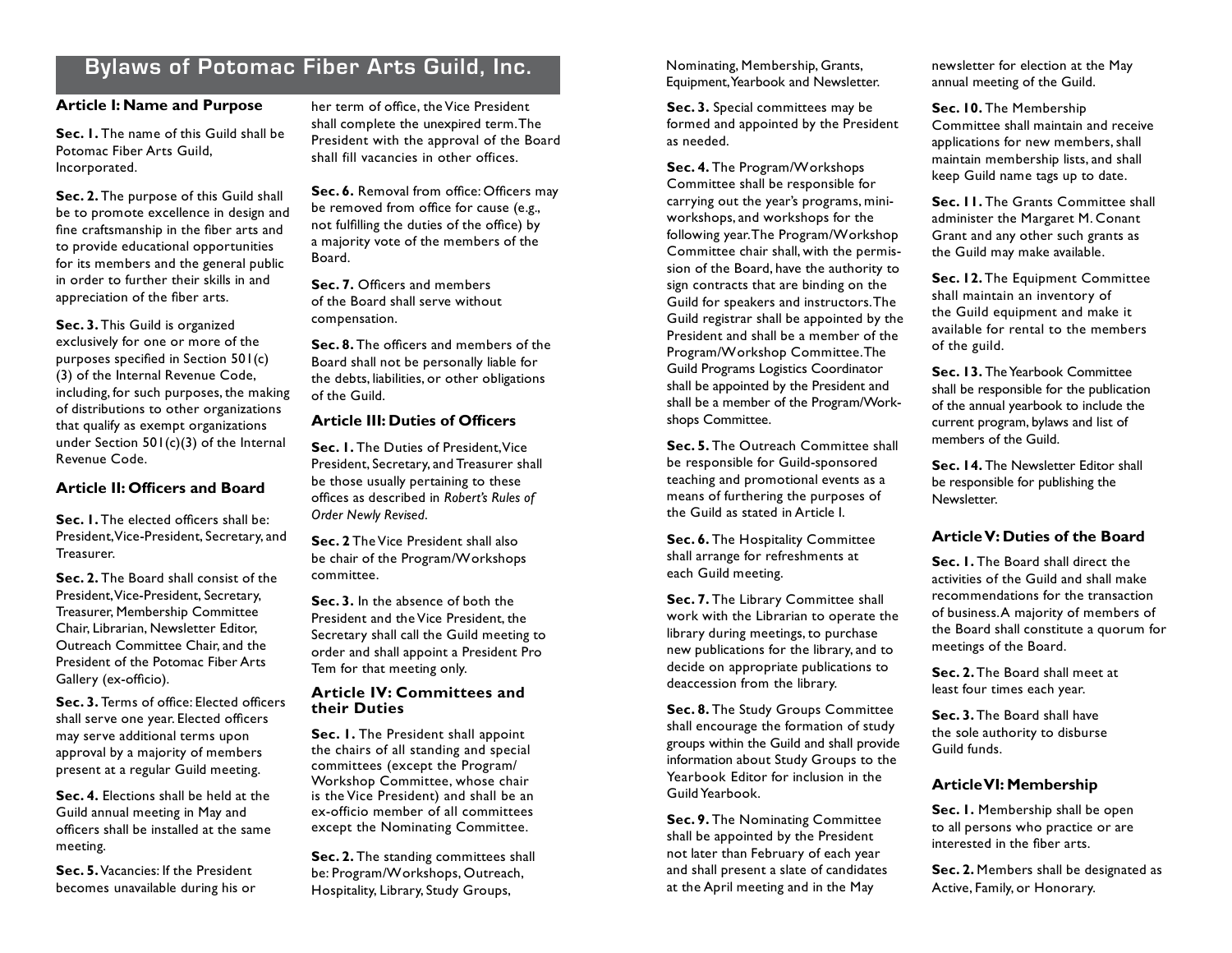# Bylaws of Potomac Fiber Arts Guild, Inc.

### Article I: Name and Purpose

**Sec. 1.** The name of this Guild shall be Potomac Fiber Arts Guild, Incorporated.

**Sec. 2.** The purpose of this Guild shall be to promote excellence in design and fine craftsmanship in the fiber arts and to provide educational opportunities for its members and the general public in order to further their skills in and appreciation of the fiber arts.

**Sec. 3.** This Guild is organized exclusively for one or more of the purposes specified in Section 501(c)(3) of the Internal Revenue Code, including, for such purposes, the making of distributions to other organizations that qualify as exempt organizations under Section 501(c)(3) of the Internal Revenue Code.

### Article II: Officers and Board

**Sec. 1.** The elected officers shall be: President, Vice-President, Secretary, and Treasurer.

**Sec. 2.** The Board shall consist of the President, Vice-President, Secretary, Treasurer, Membership Committee Chair, Librarian, Newsletter Editor, Outreach Committee Chair, and the President of the Potomac Fiber Arts Gallery (ex-officio).

**Sec. 3.** Terms of office: Elected officers shall serve one year. Elected officers may serve additional terms upon approval by a majority of members present at a regular Guild meeting.

**Sec. 4.** Elections shall be held at the Guild annual meeting in May and officers shall be installed at the same meeting.

**Sec. 5.** Vacancies: If the President becomes unavailable during his or her term of office, the Vice President shall complete the unexpired term. The President with the approval of the Board shall fill vacancies in other offices.

**Sec. 6.** Removal from office: Officers may be removed from office for cause (e.g., not fulfilling the duties of the office) by a majority vote of the members of the Board.

**Sec. 7.** Officers and members of the Board shall serve without compensation.

**Sec. 8.** The officers and members of the Board shall not be personally liable for the debts, liabilities, or other obligations of the Guild.

### Article III: Duties of Officers

**Sec. 1.** The Duties of President, Vice President, Secretary, and Treasurer shall be those usually pertaining to these offices as described in *Robert's Rules of Order Newly Revised*.

**Sec. 2** The Vice President shall also be chair of the Program/Workshops committee.

**Sec. 3.** In the absence of both the President and the Vice President, the Secretary shall call the Guild meeting to order and shall appoint a President Pro Tem for that meeting only.

### Article IV: Committees and their Duties

**Sec. 1.** The President shall appoint the chairs of all standing and special committees (except the Program/Workshop Committee, whose chair is the Vice President) and shall be an ex-officio member of all committees except the Nominating Committee.

**Sec. 2.** The standing committees shall be: Program/Workshops, Outreach, Hospitality, Library, Study Groups, Nominating, Membership, Grants, Equipment, Yearbook and Newsletter.

**Sec. 3.** Special committees may be formed and appointed by the President as needed.

**Sec. 4.** The Program/Workshops Committee shall be responsible for carrying out the year's programs, mini-workshops, and workshops for the following year. The Program/Workshop Committee chair shall, with the permission of the Board, have the authority to sign contracts that are binding on the Guild for speakers and instructors. The Guild registrar shall be appointed by the President and shall be a member of the Program/Workshop Committee. The Guild Programs Logistics Coordinator shall be appointed by the President and shall be a member of the Program/Workshops Committee.

**Sec. 5.** The Outreach Committee shall be responsible for Guild-sponsored teaching and promotional events as a means of furthering the purposes of the Guild as stated in Article I.

**Sec. 6.** The Hospitality Committee shall arrange for refreshments at each Guild meeting.

**Sec. 7.** The Library Committee shall work with the Librarian to operate the library during meetings, to purchase new publications for the library, and to decide on appropriate publications to deaccession from the library.

**Sec. 8.** The Study Groups Committee shall encourage the formation of study groups within the Guild and shall provide information about Study Groups to the Yearbook Editor for inclusion in the Guild Yearbook.

**Sec. 9.** The Nominating Committee shall be appointed by the President not later than February of each year and shall present a slate of candidates at the April meeting and in the May newsletter for election at the May annual meeting of the Guild.

**Sec. 10.** The Membership Committee shall maintain and receive applications for new members, shall maintain membership lists, and shall keep Guild name tags up to date.

**Sec. 11.** The Grants Committee shall administer the Margaret M. Conant Grant and any other such grants as the Guild may make available.

**Sec. 12.** The Equipment Committee shall maintain an inventory of the Guild equipment and make it available for rental to the members of the guild.

**Sec. 13.** The Yearbook Committee shall be responsible for the publication of the annual yearbook to include the current program, bylaws and list of members of the Guild.

**Sec. 14.** The Newsletter Editor shall be responsible for publishing the Newsletter.

### Article V: Duties of the Board

**Sec. 1.** The Board shall direct the activities of the Guild and shall make recommendations for the transaction of business. A majority of members of the Board shall constitute a quorum for meetings of the Board.

**Sec. 2.** The Board shall meet at least four times each year.

**Sec. 3.** The Board shall have the sole authority to disburse Guild funds.

### Article VI: Membership

**Sec. 1.** Membership shall be open to all persons who practice or are interested in the fiber arts.

**Sec. 2.** Members shall be designated as Active, Family, or Honorary.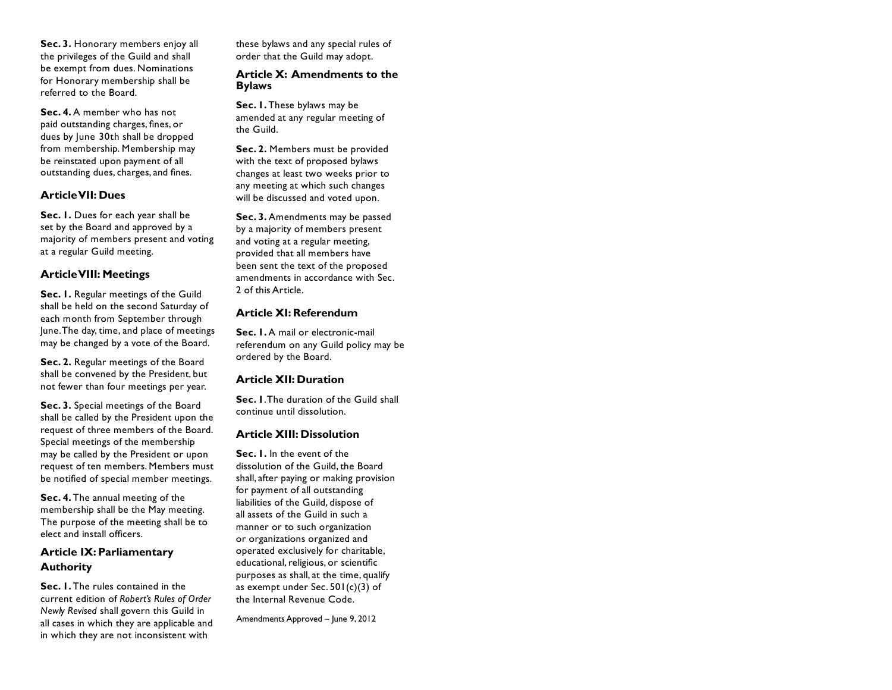**Sec. 3.** Honorary members enjoy all the privileges of the Guild and shall be exempt from dues. Nominations for Honorary membership shall be referred to the Board.

**Sec. 4.** A member who has not paid outstanding charges, fines, or dues by June 30th shall be dropped from membership. Membership may be reinstated upon payment of all outstanding dues, charges, and fines.

## Article VII: Dues

**Sec. 1.** Dues for each year shall be set by the Board and approved by a majority of members present and voting at a regular Guild meeting.

## Article VIII: Meetings

**Sec. 1.** Regular meetings of the Guild shall be held on the second Saturday of each month from September through June. The day, time, and place of meetings may be changed by a vote of the Board.

**Sec. 2.** Regular meetings of the Board shall be convened by the President, but not fewer than four meetings per year.

**Sec. 3.** Special meetings of the Board shall be called by the President upon the request of three members of the Board. Special meetings of the membership may be called by the President or upon request of ten members. Members must be notified of special member meetings.

**Sec. 4.** The annual meeting of the membership shall be the May meeting. The purpose of the meeting shall be to elect and install officers.

## Article IX: Parliamentary Authority

**Sec. 1.** The rules contained in the current edition of *Robert's Rules of Order Newly Revised* shall govern this Guild in all cases in which they are applicable and in which they are not inconsistent with these bylaws and any special rules of order that the Guild may adopt.

## Article X: Amendments to the Bylaws

**Sec. 1.** These bylaws may be amended at any regular meeting of the Guild.

**Sec. 2.** Members must be provided with the text of proposed bylaws changes at least two weeks prior to any meeting at which such changes will be discussed and voted upon.

**Sec. 3.** Amendments may be passed by a majority of members present and voting at a regular meeting, provided that all members have been sent the text of the proposed amendments in accordance with Sec. 2 of this Article.

## Article XI: Referendum

**Sec. 1.** A mail or electronic-mail referendum on any Guild policy may be ordered by the Board.

## Article XII: Duration

**Sec. 1**. The duration of the Guild shall continue until dissolution.

## Article XIII: Dissolution

**Sec. 1.** In the event of the dissolution of the Guild, the Board shall, after paying or making provision for payment of all outstanding liabilities of the Guild, dispose of all assets of the Guild in such a manner or to such organization or organizations organized and operated exclusively for charitable, educational, religious, or scientific purposes as shall, at the time, qualify as exempt under Sec. 501(c)(3) of the Internal Revenue Code.

Amendments Approved – June 9, 2012